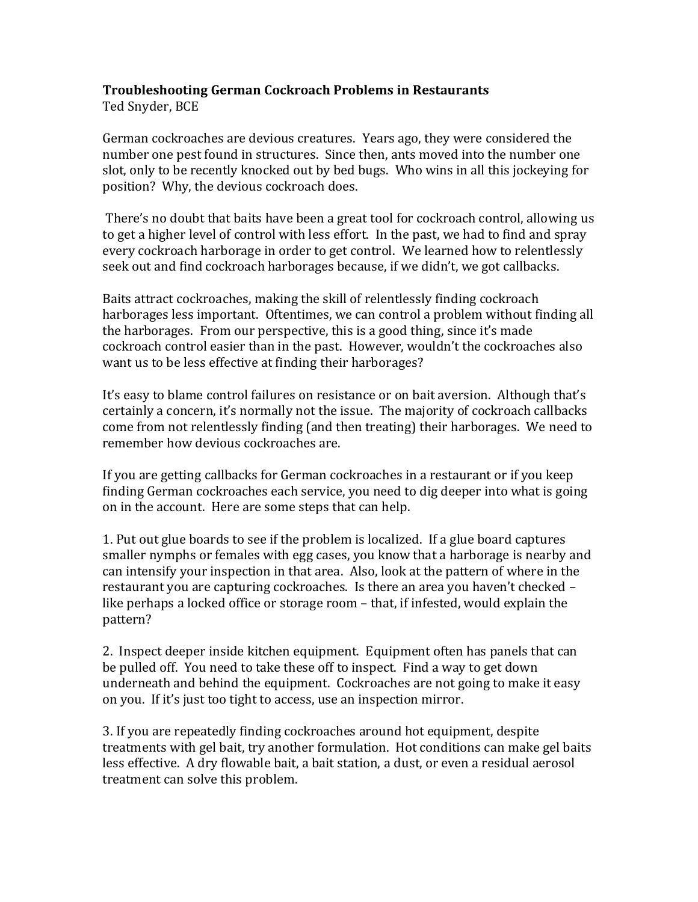# Troubleshooting German Cockroach Problems in Restaurants

Ted Snyder, BCE

German cockroaches are devious creatures. Years ago, they were considered the number one pest found in structures. Since then, ants moved into the number one slot, only to be recently knocked out by bed bugs. Who wins in all this jockeying for position? Why, the devious cockroach does.

There's no doubt that baits have been a great tool for cockroach control, allowing us to get a higher level of control with less effort. In the past, we had to find and spray every cockroach harborage in order to get control. We learned how to relentlessly seek out and find cockroach harborages because, if we didn't, we got callbacks.

Baits attract cockroaches, making the skill of relentlessly finding cockroach harborages less important. Oftentimes, we can control a problem without finding all the harborages. From our perspective, this is a good thing, since it's made cockroach control easier than in the past. However, wouldn't the cockroaches also want us to be less effective at finding their harborages?

It's easy to blame control failures on resistance or on bait aversion. Although that's certainly a concern, it's normally not the issue. The majority of cockroach callbacks come from not relentlessly finding (and then treating) their harborages. We need to remember how devious cockroaches are.

If you are getting callbacks for German cockroaches in a restaurant or if you keep finding German cockroaches each service, you need to dig deeper into what is going on in the account. Here are some steps that can help.

1. Put out glue boards to see if the problem is localized. If a glue board captures smaller nymphs or females with egg cases, you know that a harborage is nearby and can intensify your inspection in that area. Also, look at the pattern of where in the restaurant you are capturing cockroaches. Is there an area you haven't checked – like perhaps a locked office or storage room – that, if infested, would explain the pattern?

2. Inspect deeper inside kitchen equipment. Equipment often has panels that can be pulled off. You need to take these off to inspect. Find a way to get down underneath and behind the equipment. Cockroaches are not going to make it easy on you. If it's just too tight to access, use an inspection mirror.

3. If you are repeatedly finding cockroaches around hot equipment, despite treatments with gel bait, try another formulation. Hot conditions can make gel baits less effective. A dry flowable bait, a bait station, a dust, or even a residual aerosol treatment can solve this problem.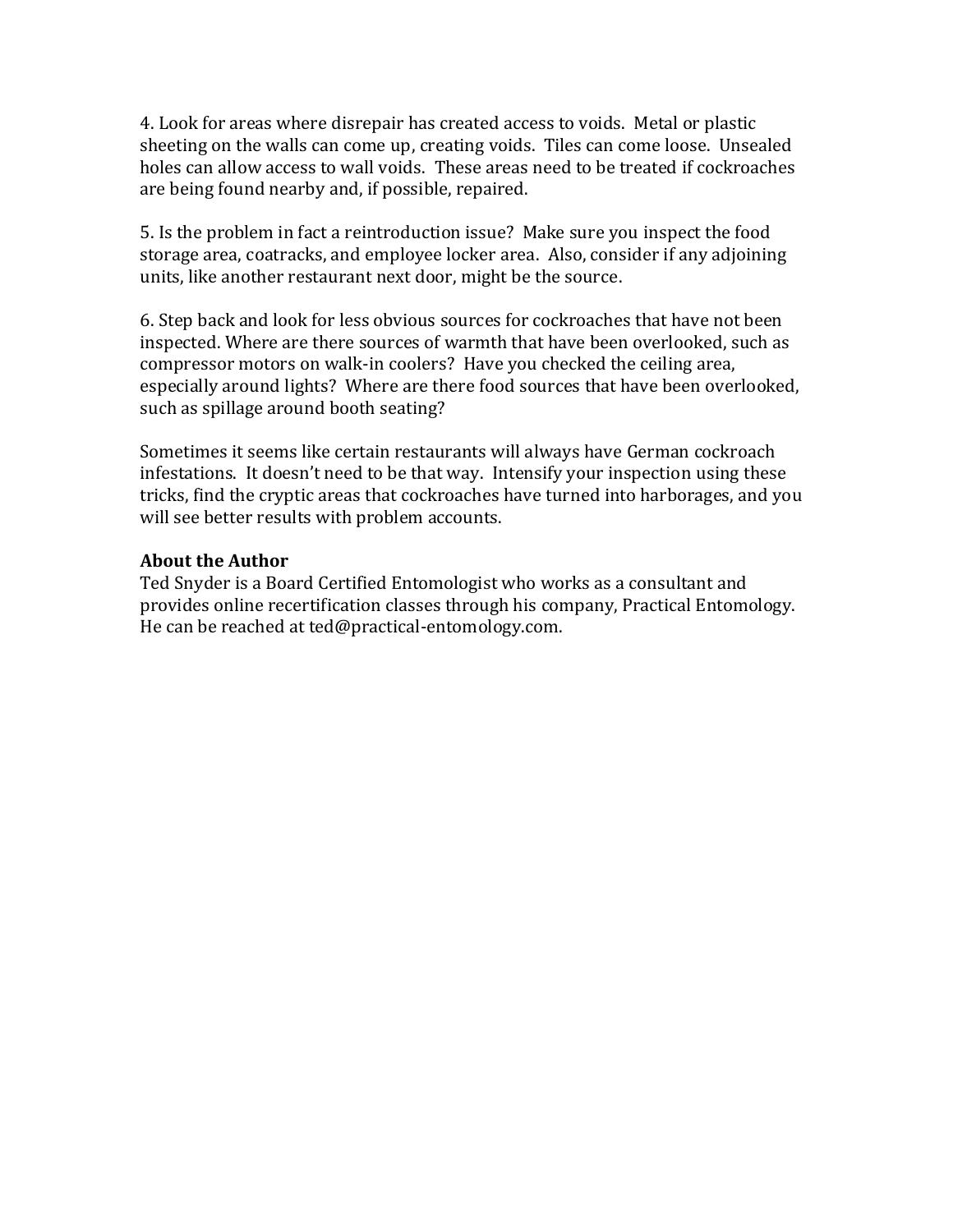4. Look for areas where disrepair has created access to voids. Metal or plastic sheeting on the walls can come up, creating voids. Tiles can come loose. Unsealed holes can allow access to wall voids. These areas need to be treated if cockroaches are being found nearby and, if possible, repaired.

5. Is the problem in fact a reintroduction issue? Make sure you inspect the food storage area, coatracks, and employee locker area. Also, consider if any adjoining units, like another restaurant next door, might be the source.

6. Step back and look for less obvious sources for cockroaches that have not been inspected. Where are there sources of warmth that have been overlooked, such as compressor motors on walk-in coolers? Have you checked the ceiling area, especially around lights? Where are there food sources that have been overlooked, such as spillage around booth seating?

Sometimes it seems like certain restaurants will always have German cockroach infestations. It doesn't need to be that way. Intensify your inspection using these tricks, find the cryptic areas that cockroaches have turned into harborages, and you will see better results with problem accounts.

**About the Author**

Ted Snyder is a Board Certified Entomologist who works as a consultant and provides online recertification classes through his company, Practical Entomology. He can be reached at ted@practical-entomology.com.